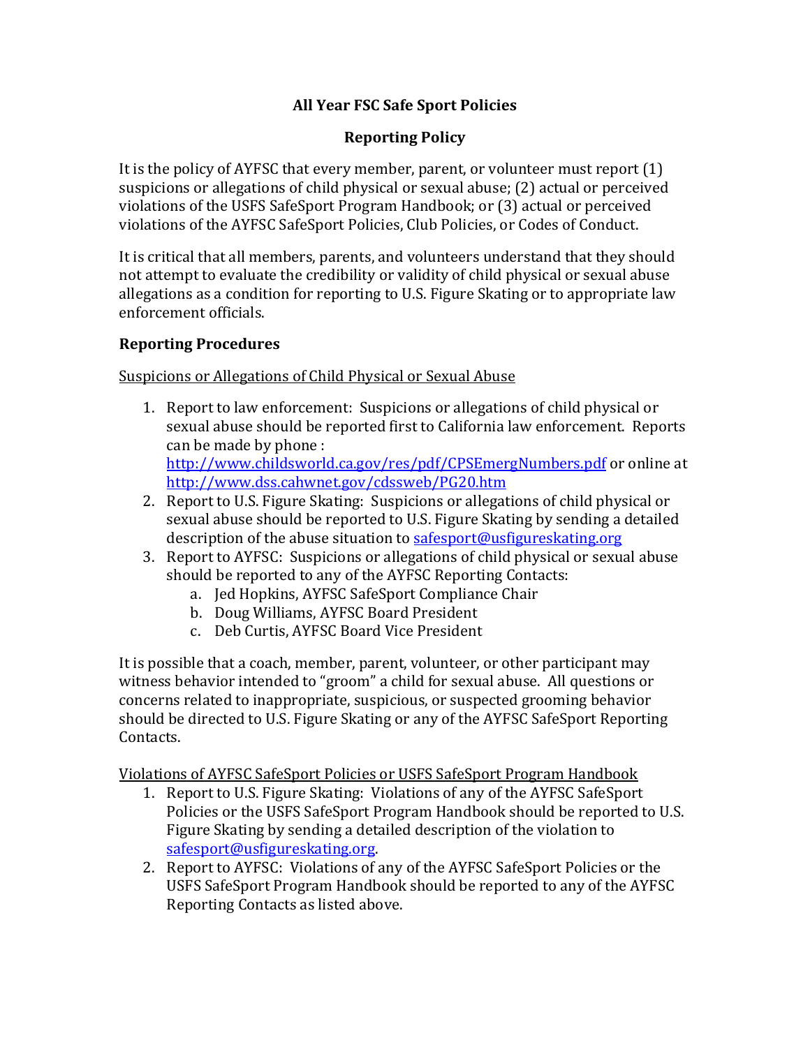# All Year FSC Safe Sport Policies

## Reporting Policy

It is the policy of AYFSC that every member, parent, or volunteer must report (1) suspicions or allegations of child physical or sexual abuse; (2) actual or perceived violations of the USFS SafeSport Program Handbook; or (3) actual or perceived violations of the AYFSC SafeSport Policies, Club Policies, or Codes of Conduct.

It is critical that all members, parents, and volunteers understand that they should not attempt to evaluate the credibility or validity of child physical or sexual abuse allegations as a condition for reporting to U.S. Figure Skating or to appropriate law enforcement officials.

### Reporting Procedures

<u>Suspicions or Allegations of Child Physical or Sexual Abuse</u>

1. Report to law enforcement: Suspicions or allegations of child physical or sexual abuse should be reported first to California law enforcement. Reports can be made by phone : http://www.childsworld.ca.gov/res/pdf/CPSEmergNumbers.pdf or online at http://www.dss.cahwnet.gov/cdssweb/PG20.htm
2. Report to U.S. Figure Skating: Suspicions or allegations of child physical or sexual abuse should be reported to U.S. Figure Skating by sending a detailed description of the abuse situation to safesport@usfigureskating.org
3. Report to AYFSC: Suspicions or allegations of child physical or sexual abuse should be reported to any of the AYFSC Reporting Contacts:
   a. Jed Hopkins, AYFSC SafeSport Compliance Chair
   b. Doug Williams, AYFSC Board President
   c. Deb Curtis, AYFSC Board Vice President

It is possible that a coach, member, parent, volunteer, or other participant may witness behavior intended to "groom" a child for sexual abuse. All questions or concerns related to inappropriate, suspicious, or suspected grooming behavior should be directed to U.S. Figure Skating or any of the AYFSC SafeSport Reporting Contacts.

<u>Violations of AYFSC SafeSport Policies or USFS SafeSport Program Handbook</u>

1. Report to U.S. Figure Skating: Violations of any of the AYFSC SafeSport Policies or the USFS SafeSport Program Handbook should be reported to U.S. Figure Skating by sending a detailed description of the violation to safesport@usfigureskating.org.
2. Report to AYFSC: Violations of any of the AYFSC SafeSport Policies or the USFS SafeSport Program Handbook should be reported to any of the AYFSC Reporting Contacts as listed above.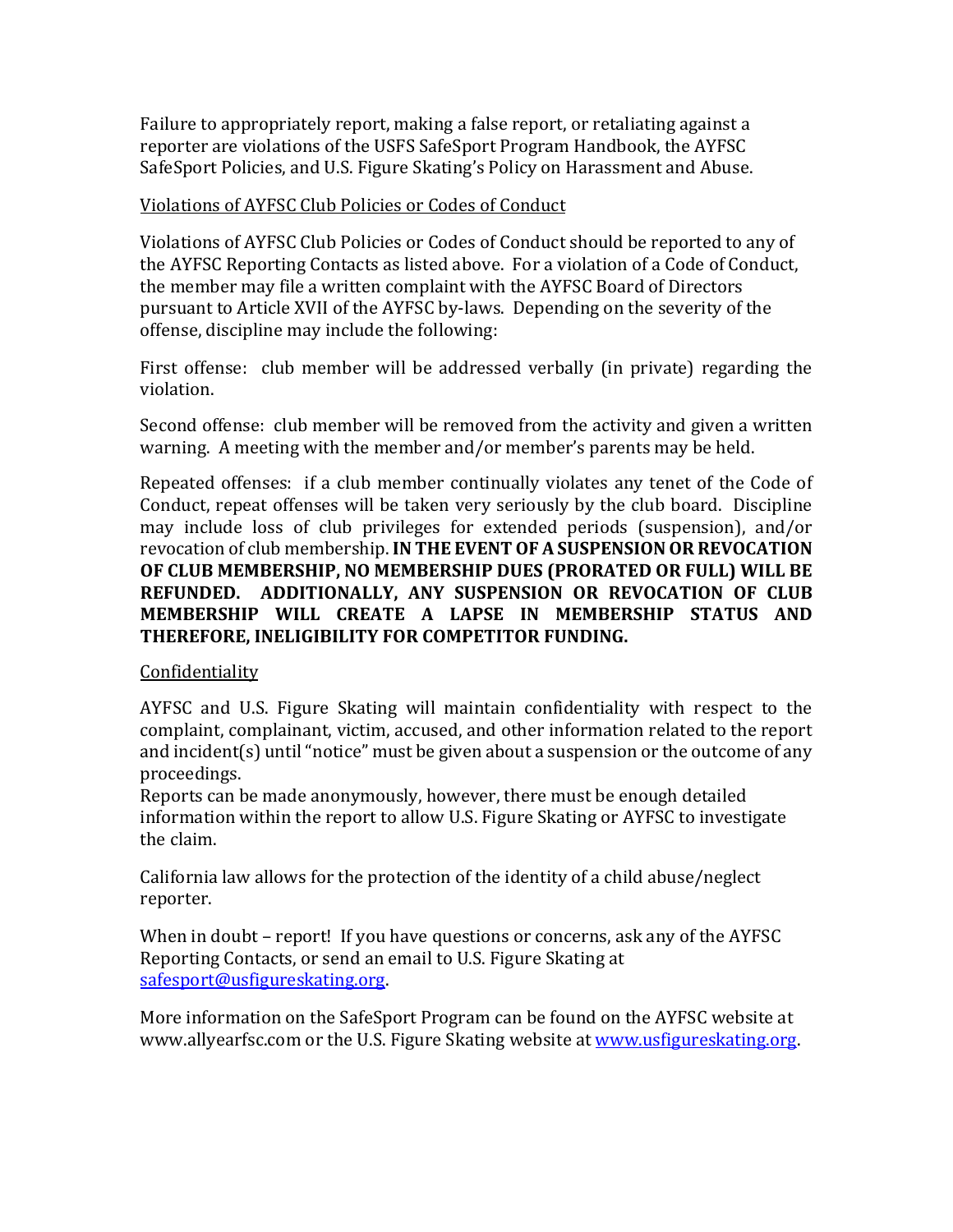Failure to appropriately report, making a false report, or retaliating against a reporter are violations of the USFS SafeSport Program Handbook, the AYFSC SafeSport Policies, and U.S. Figure Skating's Policy on Harassment and Abuse.

<u>Violations of AYFSC Club Policies or Codes of Conduct</u>

Violations of AYFSC Club Policies or Codes of Conduct should be reported to any of the AYFSC Reporting Contacts as listed above. For a violation of a Code of Conduct, the member may file a written complaint with the AYFSC Board of Directors pursuant to Article XVII of the AYFSC by-laws. Depending on the severity of the offense, discipline may include the following:

First offense: club member will be addressed verbally (in private) regarding the violation.

Second offense: club member will be removed from the activity and given a written warning. A meeting with the member and/or member's parents may be held.

Repeated offenses: if a club member continually violates any tenet of the Code of Conduct, repeat offenses will be taken very seriously by the club board. Discipline may include loss of club privileges for extended periods (suspension), and/or revocation of club membership. **IN THE EVENT OF A SUSPENSION OR REVOCATION OF CLUB MEMBERSHIP, NO MEMBERSHIP DUES (PRORATED OR FULL) WILL BE REFUNDED. ADDITIONALLY, ANY SUSPENSION OR REVOCATION OF CLUB MEMBERSHIP WILL CREATE A LAPSE IN MEMBERSHIP STATUS AND THEREFORE, INELIGIBILITY FOR COMPETITOR FUNDING.**

<u>Confidentiality</u>

AYFSC and U.S. Figure Skating will maintain confidentiality with respect to the complaint, complainant, victim, accused, and other information related to the report and incident(s) until "notice" must be given about a suspension or the outcome of any proceedings.
Reports can be made anonymously, however, there must be enough detailed information within the report to allow U.S. Figure Skating or AYFSC to investigate the claim.

California law allows for the protection of the identity of a child abuse/neglect reporter.

When in doubt – report! If you have questions or concerns, ask any of the AYFSC Reporting Contacts, or send an email to U.S. Figure Skating at [safesport@usfigureskating.org](mailto:safesport@usfigureskating.org).

More information on the SafeSport Program can be found on the AYFSC website at www.allyearfsc.com or the U.S. Figure Skating website at [www.usfigureskating.org](http://www.usfigureskating.org).